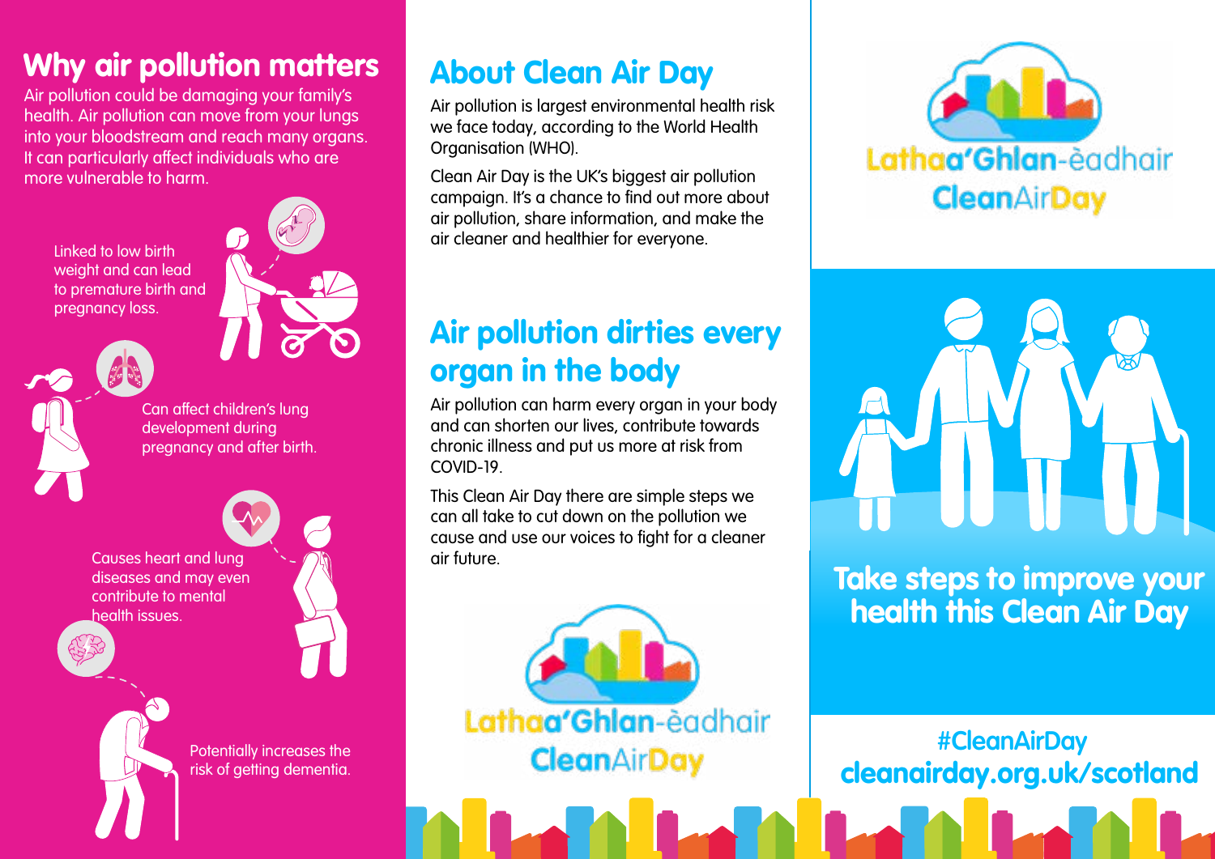## Why air pollution matters

Air pollution could be damaging your family's health. Air pollution can move from your lungs into your bloodstream and reach many organs. It can particularly affect individuals who are more vulnerable to harm.

Linked to low birth weight and can lead to premature birth and pregnancy loss.

Can affect children's lung development during pregnancy and after birth.

Causes heart and lung diseases and may even contribute to mental health issues.

Potentially increases the risk of getting dementia.

## About Clean Air Day

Air pollution is largest environmental health risk we face today, according to the World Health Organisation (WHO).

Clean Air Day is the UK's biggest air pollution campaign. It's a chance to find out more about air pollution, share information, and make the air cleaner and healthier for everyone.

## Air pollution dirties every organ in the body

Air pollution can harm every organ in your body and can shorten our lives, contribute towards chronic illness and put us more at risk from COVID-19.

This Clean Air Day there are simple steps we can all take to cut down on the pollution we cause and use our voices to fight for a cleaner air future.

Lathaa'Ghlan-èadhair
CleanAirDay

Lathaa'Ghlan-èadhair
CleanAirDay

## Take steps to improve your health this Clean Air Day

#CleanAirDay
cleanairday.org.uk/scotland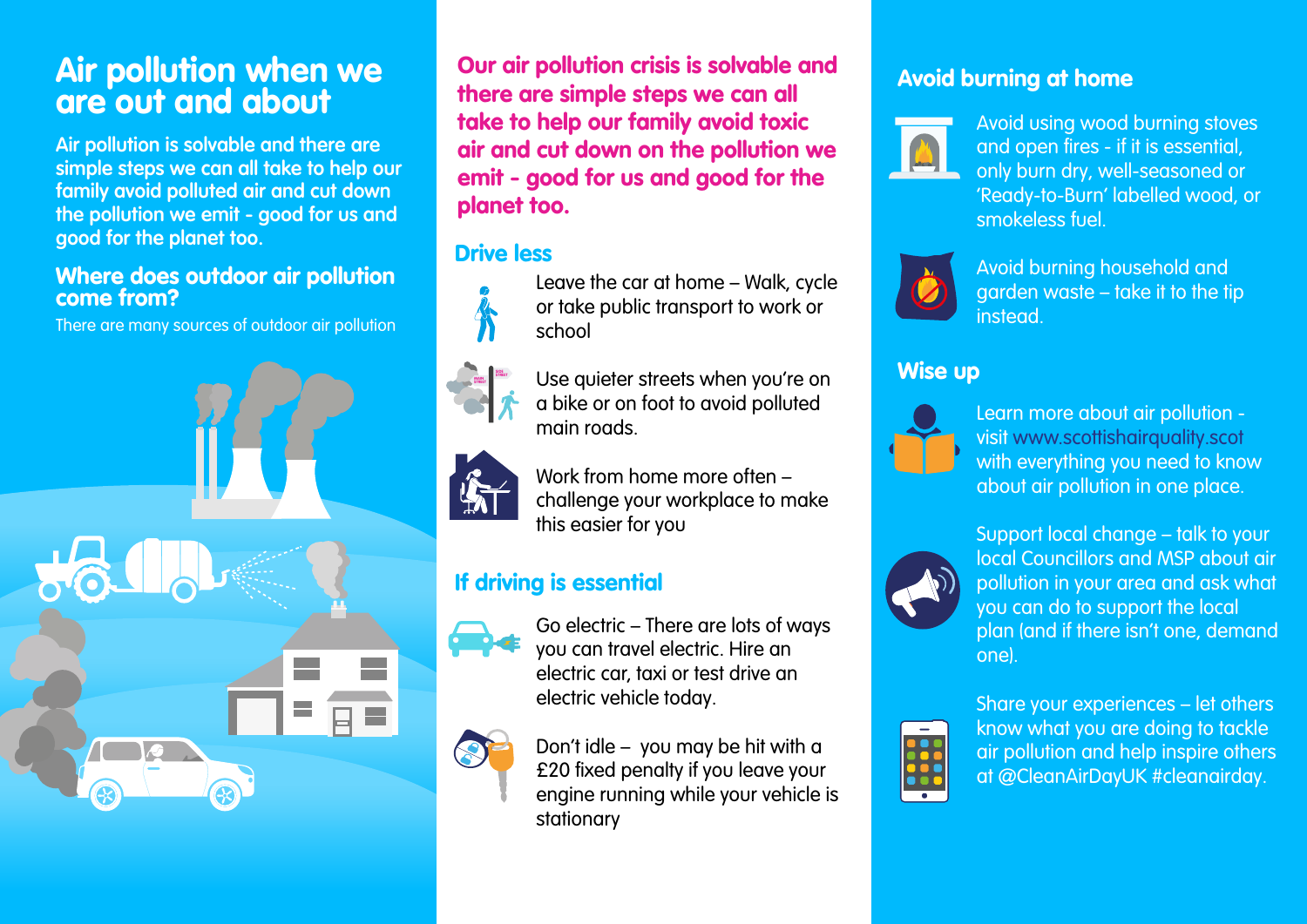# Air pollution when we are out and about

**Air pollution is solvable and there are simple steps we can all take to help our family avoid polluted air and cut down the pollution we emit - good for us and good for the planet too.**

## Where does outdoor air pollution come from?

There are many sources of outdoor air pollution

**Our air pollution crisis is solvable and there are simple steps we can all take to help our family avoid toxic air and cut down on the pollution we emit - good for us and good for the planet too.**

## Drive less

Leave the car at home – Walk, cycle or take public transport to work or school

Use quieter streets when you're on a bike or on foot to avoid polluted main roads.

Work from home more often – challenge your workplace to make this easier for you

## If driving is essential

Go electric – There are lots of ways you can travel electric. Hire an electric car, taxi or test drive an electric vehicle today.

Don't idle – you may be hit with a £20 fixed penalty if you leave your engine running while your vehicle is stationary

## Avoid burning at home

Avoid using wood burning stoves and open fires - if it is essential, only burn dry, well-seasoned or 'Ready-to-Burn' labelled wood, or smokeless fuel.

Avoid burning household and garden waste – take it to the tip instead.

## Wise up

Learn more about air pollution - visit www.scottishairquality.scot with everything you need to know about air pollution in one place.

Support local change – talk to your local Councillors and MSP about air pollution in your area and ask what you can do to support the local plan (and if there isn't one, demand one).

Share your experiences – let others know what you are doing to tackle air pollution and help inspire others at @CleanAirDayUK #cleanairday.